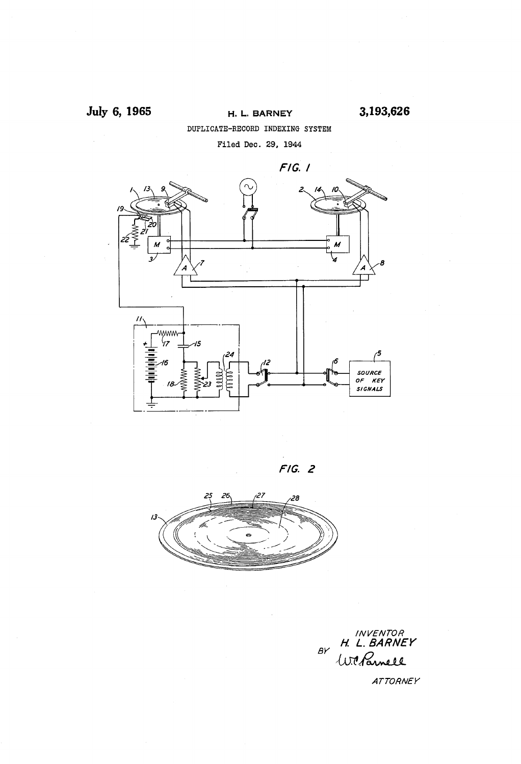July 6, 1965 H. L. BARNEY 3,193,626

DUPLICATE-RECORD INDEXING SYSTEM

Filed Dec. 29, 1944

FIG. 1

FIG. 2

INVENTOR
H. L. BARNEY

BY W. C. Parnell

ATTORNEY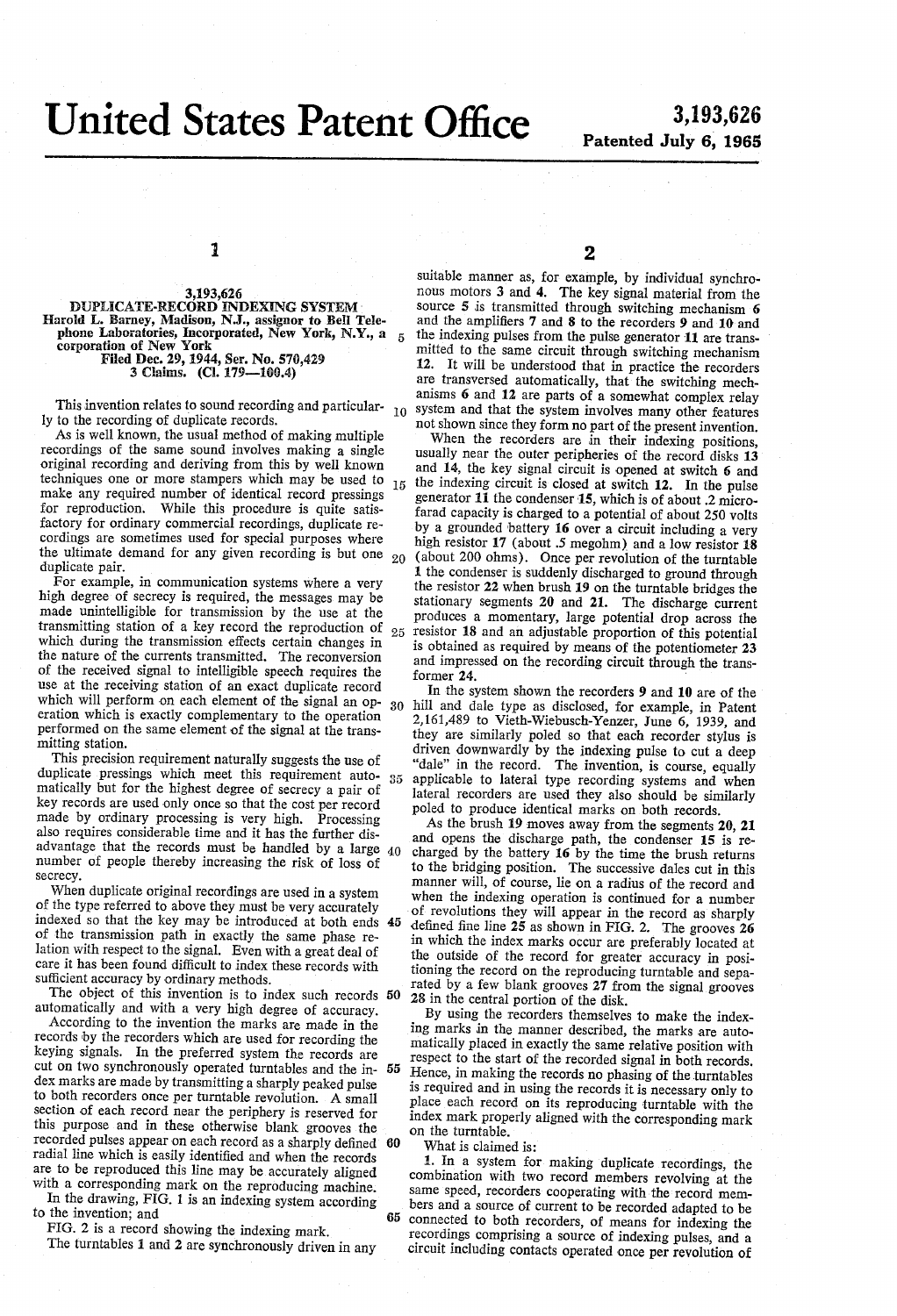# United States Patent Office

**3,193,626**
**Patented July 6, 1965**

## 3,193,626
## DUPLICATE-RECORD INDEXING SYSTEM

Harold L. Barney, Madison, N.J., assignor to Bell Telephone Laboratories, Incorporated, New York, N.Y., a corporation of New York

Filed Dec. 29, 1944, Ser. No. 570,429
3 Claims. (Cl. 179—100.4)

This invention relates to sound recording and particularly to the recording of duplicate records.

As is well known, the usual method of making multiple recordings of the same sound involves making a single original recording and deriving from this by well known techniques one or more stampers which may be used to make any required number of identical record pressings for reproduction. While this procedure is quite satisfactory for ordinary commercial recordings, duplicate recordings are sometimes used for special purposes where the ultimate demand for any given recording is but one duplicate pair.

For example, in communication systems where a very high degree of secrecy is required, the messages may be made unintelligible for transmission by the use at the transmitting station of a key record the reproduction of which during the transmission effects certain changes in the nature of the currents transmitted. The reconversion of the received signal to intelligible speech requires the use at the receiving station of an exact duplicate record which will perform on each element of the signal an operation which is exactly complementary to the operation performed on the same element of the signal at the transmitting station.

This precision requirement naturally suggests the use of duplicate pressings which meet this requirement automatically but for the highest degree of secrecy a pair of key records are used only once so that the cost per record made by ordinary processing is very high. Processing also requires considerable time and it has the further disadvantage that the records must be handled by a large number of people thereby increasing the risk of loss of secrecy.

When duplicate original recordings are used in a system of the type referred to above they must be very accurately indexed so that the key may be introduced at both ends of the transmission path in exactly the same phase relation with respect to the signal. Even with a great deal of care it has been found difficult to index these records with sufficient accuracy by ordinary methods.

The object of this invention is to index such records automatically and with a very high degree of accuracy.

According to the invention the marks are made in the records by the recorders which are used for recording the keying signals. In the preferred system the records are cut on two synchronously operated turntables and the index marks are made by transmitting a sharply peaked pulse to both recorders once per turntable revolution. A small section of each record near the periphery is reserved for this purpose and in these otherwise blank grooves the recorded pulses appear on each record as a sharply defined radial line which is easily identified and when the records are to be reproduced this line may be accurately aligned with a corresponding mark on the reproducing machine.

In the drawing, FIG. 1 is an indexing system according to the invention; and

FIG. 2 is a record showing the indexing mark.

The turntables 1 and 2 are synchronously driven in any suitable manner as, for example, by individual synchronous motors 3 and 4. The key signal material from the source 5 is transmitted through switching mechanism 6 and the amplifiers 7 and 8 to the recorders 9 and 10 and the indexing pulses from the pulse generator 11 are transmitted to the same circuit through switching mechanism 12. It will be understood that in practice the recorders are transversed automatically, that the switching mechanisms 6 and 12 are parts of a somewhat complex relay system and that the system involves many other features not shown since they form no part of the present invention.

When the recorders are in their indexing positions, usually near the outer peripheries of the record disks 13 and 14, the key signal circuit is opened at switch 6 and the indexing circuit is closed at switch 12. In the pulse generator 11 the condenser 15, which is of about .2 microfarad capacity is charged to a potential of about 250 volts by a grounded battery 16 over a circuit including a very high resistor 17 (about .5 megohm) and a low resistor 18 (about 200 ohms). Once per revolution of the turntable 1 the condenser is suddenly discharged to ground through the resistor 22 when brush 19 on the turntable bridges the stationary segments 20 and 21. The discharge current produces a momentary, large potential drop across the resistor 18 and an adjustable proportion of this potential is obtained as required by means of the potentiometer 23 and impressed on the recording circuit through the transformer 24.

In the system shown the recorders 9 and 10 are of the hill and dale type as disclosed, for example, in Patent 2,161,489 to Vieth-Wiebusch-Yenzer, June 6, 1939, and they are similarly poled so that each recorder stylus is driven downwardly by the indexing pulse to cut a deep "dale" in the record. The invention is, course, equally applicable to lateral type recording systems and when lateral recorders are used they also should be similarly poled to produce identical marks on both records.

As the brush 19 moves away from the segments 20, 21 and opens the discharge path, the condenser 15 is recharged by the battery 16 by the time the brush returns to the bridging position. The successive dales cut in this manner will, of course, lie on a radius of the record and when the indexing operation is continued for a number of revolutions they will appear in the record as sharply defined fine line 25 as shown in FIG. 2. The grooves 26 in which the index marks occur are preferably located at the outside of the record for greater accuracy in positioning the record on the reproducing turntable and separated by a few blank grooves 27 from the signal grooves 28 in the central portion of the disk.

By using the recorders themselves to make the indexing marks in the manner described, the marks are automatically placed in exactly the same relative position with respect to the start of the recorded signal in both records. Hence, in making the records no phasing of the turntables is required and in using the records it is necessary only to place each record on its reproducing turntable with the index mark properly aligned with the corresponding mark on the turntable.

What is claimed is:

1. In a system for making duplicate recordings, the combination with two record members revolving at the same speed, recorders cooperating with the record members and a source of current to be recorded adapted to be connected to both recorders, of means for indexing the recordings comprising a source of indexing pulses, and a circuit including contacts operated once per revolution of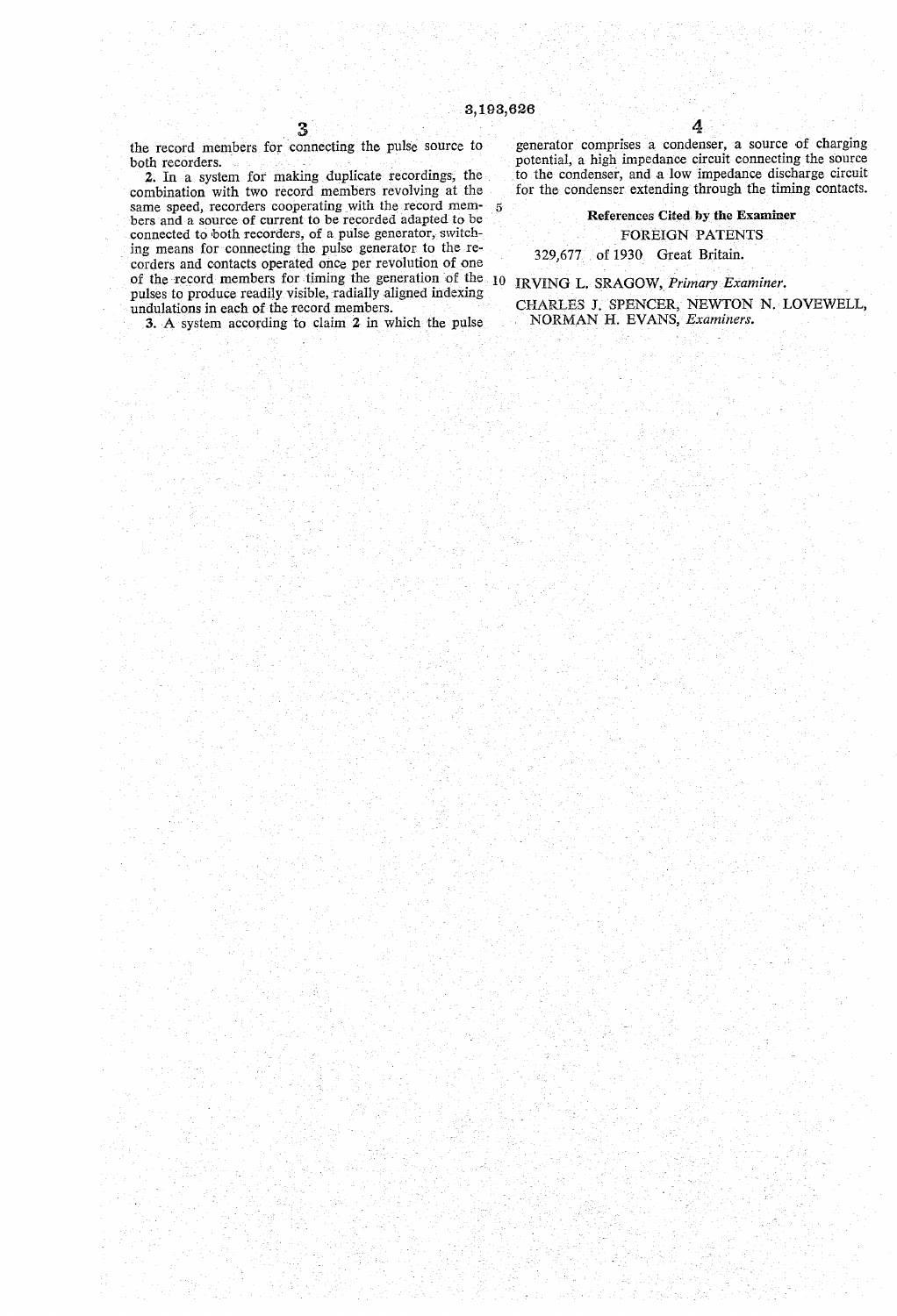the record members for connecting the pulse source to both recorders.

**2.** In a system for making duplicate recordings, the combination with two record members revolving at the same speed, recorders cooperating with the record members and a source of current to be recorded adapted to be connected to both recorders, of a pulse generator, switching means for connecting the pulse generator to the recorders and contacts operated once per revolution of one of the record members for timing the generation of the pulses to produce readily visible, radially aligned indexing undulations in each of the record members.

**3.** A system according to claim **2** in which the pulse generator comprises a condenser, a source of charging potential, a high impedance circuit connecting the source to the condenser, and a low impedance discharge circuit for the condenser extending through the timing contacts.

**References Cited by the Examiner**

FOREIGN PATENTS

329,677 of 1930 Great Britain.

IRVING L. SRAGOW, *Primary Examiner.*

CHARLES J. SPENCER, NEWTON N. LOVEWELL, NORMAN H. EVANS, *Examiners.*